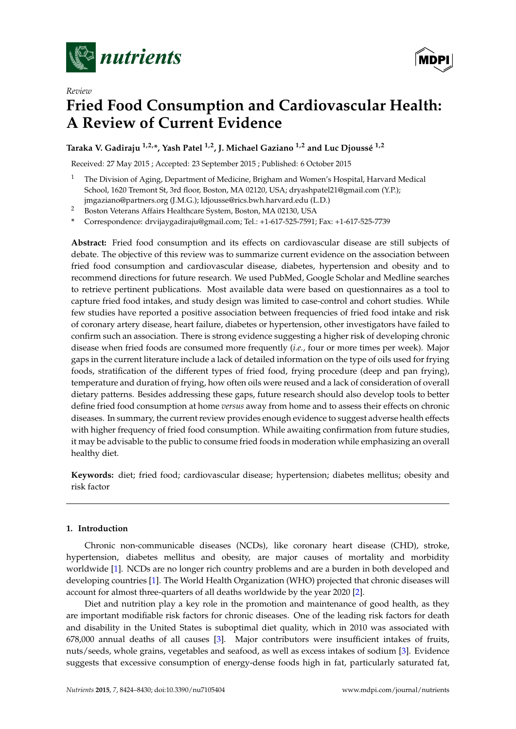*Review*

# Fried Food Consumption and Cardiovascular Health: A Review of Current Evidence

**Taraka V. Gadiraju [1,2,*], Yash Patel [1,2], J. Michael Gaziano [1,2] and Luc Djoussé [1,2]**

Received: 27 May 2015 ; Accepted: 23 September 2015 ; Published: 6 October 2015

[1] The Division of Aging, Department of Medicine, Brigham and Women's Hospital, Harvard Medical School, 1620 Tremont St, 3rd floor, Boston, MA 02120, USA; dryashpatel21@gmail.com (Y.P.); jmgaziano@partners.org (J.M.G.); ldjousse@rics.bwh.harvard.edu (L.D.)

[2] Boston Veterans Affairs Healthcare System, Boston, MA 02130, USA

* Correspondence: drvijaygadiraju@gmail.com; Tel.: +1-617-525-7591; Fax: +1-617-525-7739

**Abstract:** Fried food consumption and its effects on cardiovascular disease are still subjects of debate. The objective of this review was to summarize current evidence on the association between fried food consumption and cardiovascular disease, diabetes, hypertension and obesity and to recommend directions for future research. We used PubMed, Google Scholar and Medline searches to retrieve pertinent publications. Most available data were based on questionnaires as a tool to capture fried food intakes, and study design was limited to case-control and cohort studies. While few studies have reported a positive association between frequencies of fried food intake and risk of coronary artery disease, heart failure, diabetes or hypertension, other investigators have failed to confirm such an association. There is strong evidence suggesting a higher risk of developing chronic disease when fried foods are consumed more frequently (*i.e.*, four or more times per week). Major gaps in the current literature include a lack of detailed information on the type of oils used for frying foods, stratification of the different types of fried food, frying procedure (deep and pan frying), temperature and duration of frying, how often oils were reused and a lack of consideration of overall dietary patterns. Besides addressing these gaps, future research should also develop tools to better define fried food consumption at home *versus* away from home and to assess their effects on chronic diseases. In summary, the current review provides enough evidence to suggest adverse health effects with higher frequency of fried food consumption. While awaiting confirmation from future studies, it may be advisable to the public to consume fried foods in moderation while emphasizing an overall healthy diet.

**Keywords:** diet; fried food; cardiovascular disease; hypertension; diabetes mellitus; obesity and risk factor

## 1. Introduction

Chronic non-communicable diseases (NCDs), like coronary heart disease (CHD), stroke, hypertension, diabetes mellitus and obesity, are major causes of mortality and morbidity worldwide [1]. NCDs are no longer rich country problems and are a burden in both developed and developing countries [1]. The World Health Organization (WHO) projected that chronic diseases will account for almost three-quarters of all deaths worldwide by the year 2020 [2].

Diet and nutrition play a key role in the promotion and maintenance of good health, as they are important modifiable risk factors for chronic diseases. One of the leading risk factors for death and disability in the United States is suboptimal diet quality, which in 2010 was associated with 678,000 annual deaths of all causes [3]. Major contributors were insufficient intakes of fruits, nuts/seeds, whole grains, vegetables and seafood, as well as excess intakes of sodium [3]. Evidence suggests that excessive consumption of energy-dense foods high in fat, particularly saturated fat,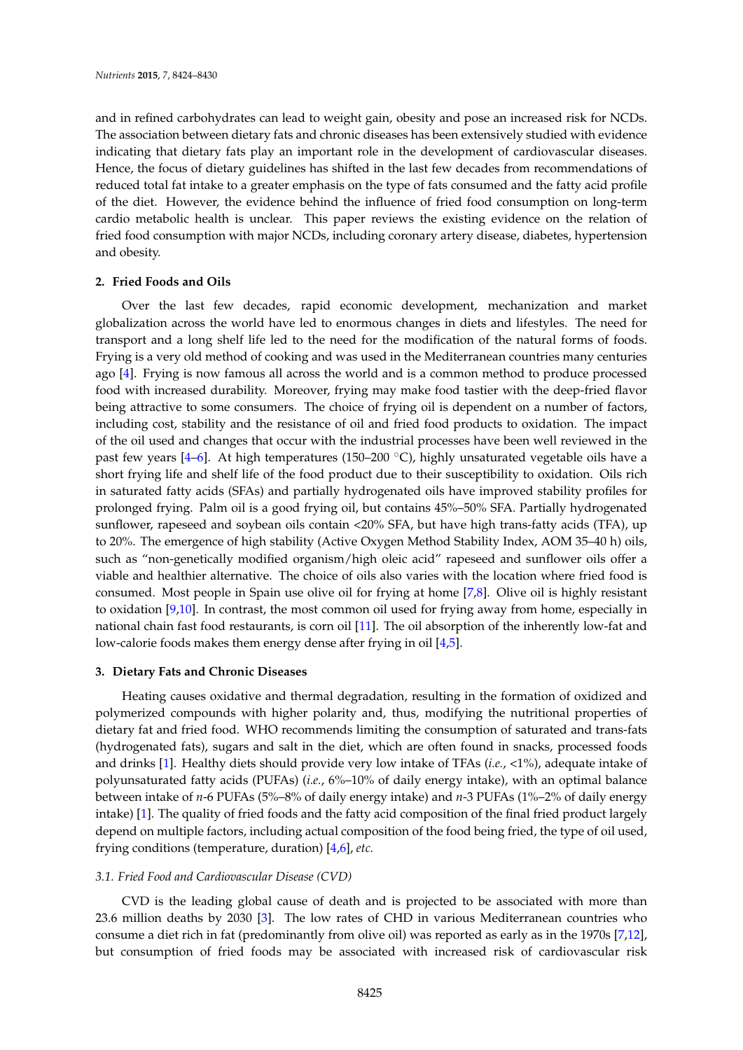and in refined carbohydrates can lead to weight gain, obesity and pose an increased risk for NCDs. The association between dietary fats and chronic diseases has been extensively studied with evidence indicating that dietary fats play an important role in the development of cardiovascular diseases. Hence, the focus of dietary guidelines has shifted in the last few decades from recommendations of reduced total fat intake to a greater emphasis on the type of fats consumed and the fatty acid profile of the diet. However, the evidence behind the influence of fried food consumption on long-term cardio metabolic health is unclear. This paper reviews the existing evidence on the relation of fried food consumption with major NCDs, including coronary artery disease, diabetes, hypertension and obesity.

## 2. Fried Foods and Oils

Over the last few decades, rapid economic development, mechanization and market globalization across the world have led to enormous changes in diets and lifestyles. The need for transport and a long shelf life led to the need for the modification of the natural forms of foods. Frying is a very old method of cooking and was used in the Mediterranean countries many centuries ago [4]. Frying is now famous all across the world and is a common method to produce processed food with increased durability. Moreover, frying may make food tastier with the deep-fried flavor being attractive to some consumers. The choice of frying oil is dependent on a number of factors, including cost, stability and the resistance of oil and fried food products to oxidation. The impact of the oil used and changes that occur with the industrial processes have been well reviewed in the past few years [4–6]. At high temperatures (150–200 °C), highly unsaturated vegetable oils have a short frying life and shelf life of the food product due to their susceptibility to oxidation. Oils rich in saturated fatty acids (SFAs) and partially hydrogenated oils have improved stability profiles for prolonged frying. Palm oil is a good frying oil, but contains 45%–50% SFA. Partially hydrogenated sunflower, rapeseed and soybean oils contain <20% SFA, but have high trans-fatty acids (TFA), up to 20%. The emergence of high stability (Active Oxygen Method Stability Index, AOM 35–40 h) oils, such as "non-genetically modified organism/high oleic acid" rapeseed and sunflower oils offer a viable and healthier alternative. The choice of oils also varies with the location where fried food is consumed. Most people in Spain use olive oil for frying at home [7,8]. Olive oil is highly resistant to oxidation [9,10]. In contrast, the most common oil used for frying away from home, especially in national chain fast food restaurants, is corn oil [11]. The oil absorption of the inherently low-fat and low-calorie foods makes them energy dense after frying in oil [4,5].

## 3. Dietary Fats and Chronic Diseases

Heating causes oxidative and thermal degradation, resulting in the formation of oxidized and polymerized compounds with higher polarity and, thus, modifying the nutritional properties of dietary fat and fried food. WHO recommends limiting the consumption of saturated and trans-fats (hydrogenated fats), sugars and salt in the diet, which are often found in snacks, processed foods and drinks [1]. Healthy diets should provide very low intake of TFAs (*i.e.*, <1%), adequate intake of polyunsaturated fatty acids (PUFAs) (*i.e.*, 6%–10% of daily energy intake), with an optimal balance between intake of *n*-6 PUFAs (5%–8% of daily energy intake) and *n*-3 PUFAs (1%–2% of daily energy intake) [1]. The quality of fried foods and the fatty acid composition of the final fried product largely depend on multiple factors, including actual composition of the food being fried, the type of oil used, frying conditions (temperature, duration) [4,6], *etc.*

### *3.1. Fried Food and Cardiovascular Disease (CVD)*

CVD is the leading global cause of death and is projected to be associated with more than 23.6 million deaths by 2030 [3]. The low rates of CHD in various Mediterranean countries who consume a diet rich in fat (predominantly from olive oil) was reported as early as in the 1970s [7,12], but consumption of fried foods may be associated with increased risk of cardiovascular risk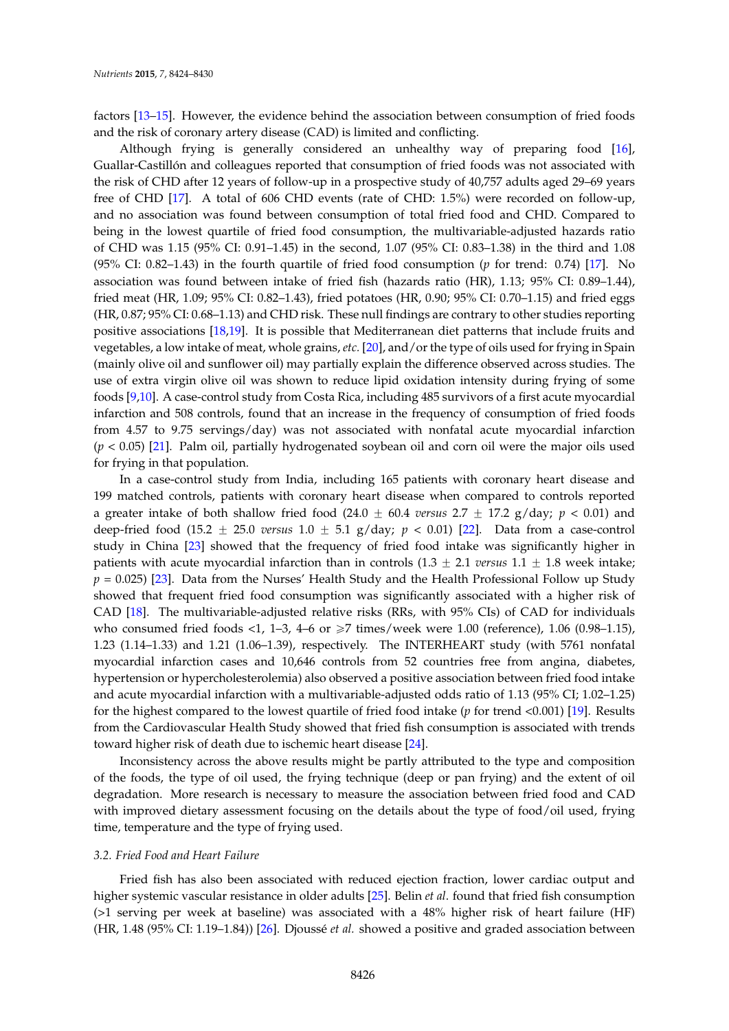factors [13–15]. However, the evidence behind the association between consumption of fried foods and the risk of coronary artery disease (CAD) is limited and conflicting.

Although frying is generally considered an unhealthy way of preparing food [16], Guallar-Castillón and colleagues reported that consumption of fried foods was not associated with the risk of CHD after 12 years of follow-up in a prospective study of 40,757 adults aged 29–69 years free of CHD [17]. A total of 606 CHD events (rate of CHD: 1.5%) were recorded on follow-up, and no association was found between consumption of total fried food and CHD. Compared to being in the lowest quartile of fried food consumption, the multivariable-adjusted hazards ratio of CHD was 1.15 (95% CI: 0.91–1.45) in the second, 1.07 (95% CI: 0.83–1.38) in the third and 1.08 (95% CI: 0.82–1.43) in the fourth quartile of fried food consumption ($p$ for trend: 0.74) [17]. No association was found between intake of fried fish (hazards ratio (HR), 1.13; 95% CI: 0.89–1.44), fried meat (HR, 1.09; 95% CI: 0.82–1.43), fried potatoes (HR, 0.90; 95% CI: 0.70–1.15) and fried eggs (HR, 0.87; 95% CI: 0.68–1.13) and CHD risk. These null findings are contrary to other studies reporting positive associations [18,19]. It is possible that Mediterranean diet patterns that include fruits and vegetables, a low intake of meat, whole grains, *etc.* [20], and/or the type of oils used for frying in Spain (mainly olive oil and sunflower oil) may partially explain the difference observed across studies. The use of extra virgin olive oil was shown to reduce lipid oxidation intensity during frying of some foods [9,10]. A case-control study from Costa Rica, including 485 survivors of a first acute myocardial infarction and 508 controls, found that an increase in the frequency of consumption of fried foods from 4.57 to 9.75 servings/day) was not associated with nonfatal acute myocardial infarction ($p < 0.05$) [21]. Palm oil, partially hydrogenated soybean oil and corn oil were the major oils used for frying in that population.

In a case-control study from India, including 165 patients with coronary heart disease and 199 matched controls, patients with coronary heart disease when compared to controls reported a greater intake of both shallow fried food ($24.0 \pm 60.4$ *versus* $2.7 \pm 17.2$ g/day; $p < 0.01$) and deep-fried food ($15.2 \pm 25.0$ *versus* $1.0 \pm 5.1$ g/day; $p < 0.01$) [22]. Data from a case-control study in China [23] showed that the frequency of fried food intake was significantly higher in patients with acute myocardial infarction than in controls ($1.3 \pm 2.1$ *versus* $1.1 \pm 1.8$ week intake; $p = 0.025$) [23]. Data from the Nurses' Health Study and the Health Professional Follow up Study showed that frequent fried food consumption was significantly associated with a higher risk of CAD [18]. The multivariable-adjusted relative risks (RRs, with 95% CIs) of CAD for individuals who consumed fried foods <1, 1–3, 4–6 or $\geqslant$7 times/week were 1.00 (reference), 1.06 (0.98–1.15), 1.23 (1.14–1.33) and 1.21 (1.06–1.39), respectively. The INTERHEART study (with 5761 nonfatal myocardial infarction cases and 10,646 controls from 52 countries free from angina, diabetes, hypertension or hypercholesterolemia) also observed a positive association between fried food intake and acute myocardial infarction with a multivariable-adjusted odds ratio of 1.13 (95% CI; 1.02–1.25) for the highest compared to the lowest quartile of fried food intake ($p$ for trend <0.001) [19]. Results from the Cardiovascular Health Study showed that fried fish consumption is associated with trends toward higher risk of death due to ischemic heart disease [24].

Inconsistency across the above results might be partly attributed to the type and composition of the foods, the type of oil used, the frying technique (deep or pan frying) and the extent of oil degradation. More research is necessary to measure the association between fried food and CAD with improved dietary assessment focusing on the details about the type of food/oil used, frying time, temperature and the type of frying used.

### 3.2. Fried Food and Heart Failure

Fried fish has also been associated with reduced ejection fraction, lower cardiac output and higher systemic vascular resistance in older adults [25]. Belin *et al.* found that fried fish consumption (>1 serving per week at baseline) was associated with a 48% higher risk of heart failure (HF) (HR, 1.48 (95% CI: 1.19–1.84)) [26]. Djoussé *et al.* showed a positive and graded association between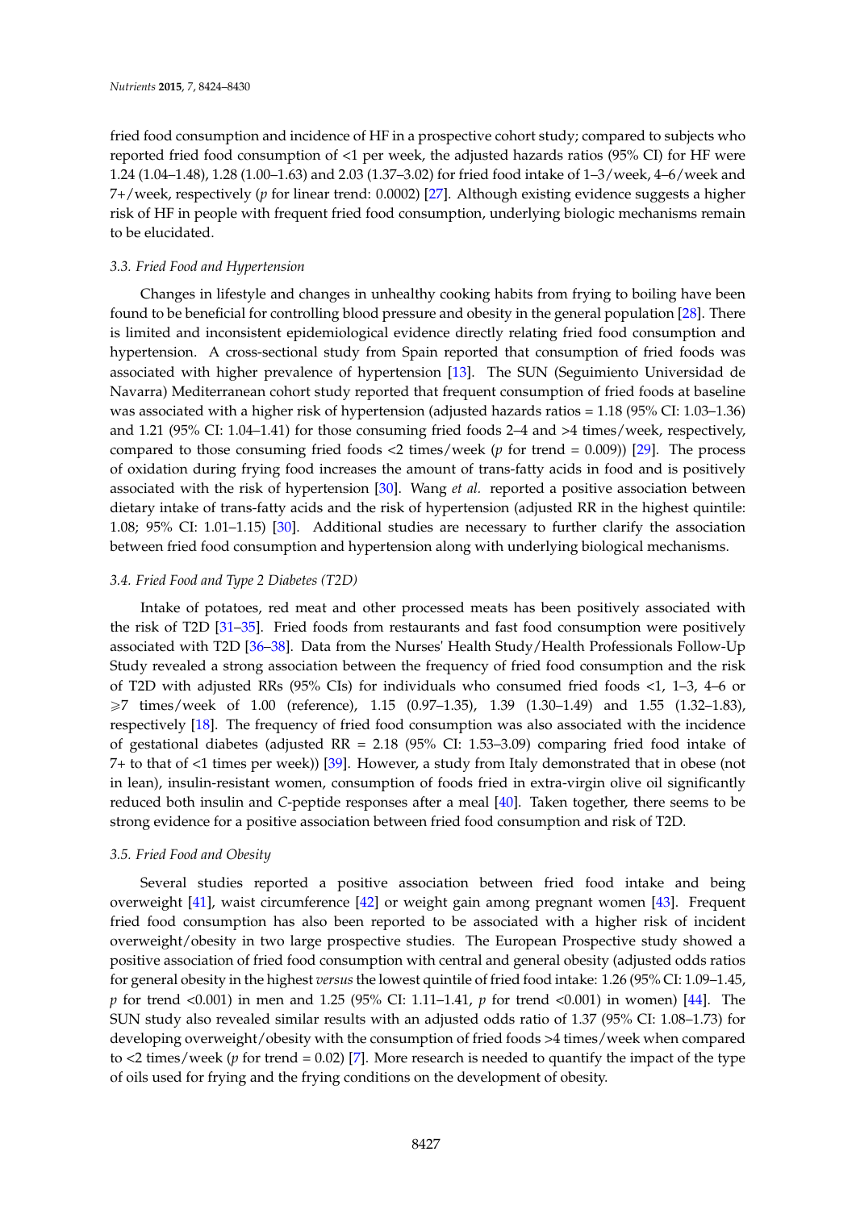fried food consumption and incidence of HF in a prospective cohort study; compared to subjects who reported fried food consumption of <1 per week, the adjusted hazards ratios (95% CI) for HF were 1.24 (1.04–1.48), 1.28 (1.00–1.63) and 2.03 (1.37–3.02) for fried food intake of 1–3/week, 4–6/week and 7+/week, respectively (*p* for linear trend: 0.0002) [27]. Although existing evidence suggests a higher risk of HF in people with frequent fried food consumption, underlying biologic mechanisms remain to be elucidated.

### *3.3. Fried Food and Hypertension*

Changes in lifestyle and changes in unhealthy cooking habits from frying to boiling have been found to be beneficial for controlling blood pressure and obesity in the general population [28]. There is limited and inconsistent epidemiological evidence directly relating fried food consumption and hypertension. A cross-sectional study from Spain reported that consumption of fried foods was associated with higher prevalence of hypertension [13]. The SUN (Seguimiento Universidad de Navarra) Mediterranean cohort study reported that frequent consumption of fried foods at baseline was associated with a higher risk of hypertension (adjusted hazards ratios = 1.18 (95% CI: 1.03–1.36) and 1.21 (95% CI: 1.04–1.41) for those consuming fried foods 2–4 and >4 times/week, respectively, compared to those consuming fried foods <2 times/week (*p* for trend = 0.009)) [29]. The process of oxidation during frying food increases the amount of trans-fatty acids in food and is positively associated with the risk of hypertension [30]. Wang *et al.* reported a positive association between dietary intake of trans-fatty acids and the risk of hypertension (adjusted RR in the highest quintile: 1.08; 95% CI: 1.01–1.15) [30]. Additional studies are necessary to further clarify the association between fried food consumption and hypertension along with underlying biological mechanisms.

### *3.4. Fried Food and Type 2 Diabetes (T2D)*

Intake of potatoes, red meat and other processed meats has been positively associated with the risk of T2D [31–35]. Fried foods from restaurants and fast food consumption were positively associated with T2D [36–38]. Data from the Nurses' Health Study/Health Professionals Follow-Up Study revealed a strong association between the frequency of fried food consumption and the risk of T2D with adjusted RRs (95% CIs) for individuals who consumed fried foods <1, 1–3, 4–6 or ⩾7 times/week of 1.00 (reference), 1.15 (0.97–1.35), 1.39 (1.30–1.49) and 1.55 (1.32–1.83), respectively [18]. The frequency of fried food consumption was also associated with the incidence of gestational diabetes (adjusted RR = 2.18 (95% CI: 1.53–3.09) comparing fried food intake of 7+ to that of <1 times per week)) [39]. However, a study from Italy demonstrated that in obese (not in lean), insulin-resistant women, consumption of foods fried in extra-virgin olive oil significantly reduced both insulin and *C*-peptide responses after a meal [40]. Taken together, there seems to be strong evidence for a positive association between fried food consumption and risk of T2D.

### *3.5. Fried Food and Obesity*

Several studies reported a positive association between fried food intake and being overweight [41], waist circumference [42] or weight gain among pregnant women [43]. Frequent fried food consumption has also been reported to be associated with a higher risk of incident overweight/obesity in two large prospective studies. The European Prospective study showed a positive association of fried food consumption with central and general obesity (adjusted odds ratios for general obesity in the highest *versus* the lowest quintile of fried food intake: 1.26 (95% CI: 1.09–1.45, *p* for trend <0.001) in men and 1.25 (95% CI: 1.11–1.41, *p* for trend <0.001) in women) [44]. The SUN study also revealed similar results with an adjusted odds ratio of 1.37 (95% CI: 1.08–1.73) for developing overweight/obesity with the consumption of fried foods >4 times/week when compared to <2 times/week (*p* for trend = 0.02) [7]. More research is needed to quantify the impact of the type of oils used for frying and the frying conditions on the development of obesity.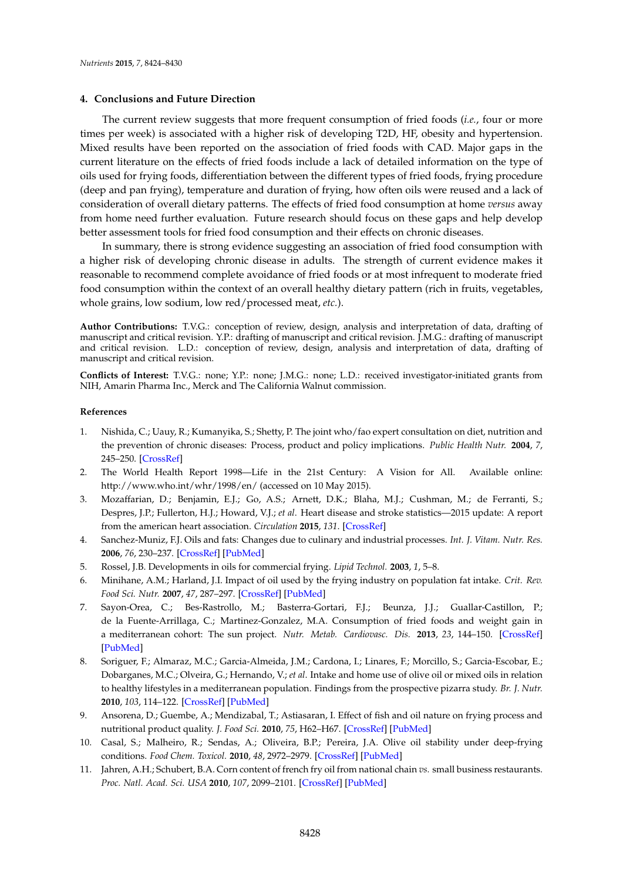## 4. Conclusions and Future Direction

The current review suggests that more frequent consumption of fried foods (*i.e.*, four or more times per week) is associated with a higher risk of developing T2D, HF, obesity and hypertension. Mixed results have been reported on the association of fried foods with CAD. Major gaps in the current literature on the effects of fried foods include a lack of detailed information on the type of oils used for frying foods, differentiation between the different types of fried foods, frying procedure (deep and pan frying), temperature and duration of frying, how often oils were reused and a lack of consideration of overall dietary patterns. The effects of fried food consumption at home *versus* away from home need further evaluation. Future research should focus on these gaps and help develop better assessment tools for fried food consumption and their effects on chronic diseases.

In summary, there is strong evidence suggesting an association of fried food consumption with a higher risk of developing chronic disease in adults. The strength of current evidence makes it reasonable to recommend complete avoidance of fried foods or at most infrequent to moderate fried food consumption within the context of an overall healthy dietary pattern (rich in fruits, vegetables, whole grains, low sodium, low red/processed meat, *etc.*).

**Author Contributions:** T.V.G.: conception of review, design, analysis and interpretation of data, drafting of manuscript and critical revision. Y.P.: drafting of manuscript and critical revision. J.M.G.: drafting of manuscript and critical revision. L.D.: conception of review, design, analysis and interpretation of data, drafting of manuscript and critical revision.

**Conflicts of Interest:** T.V.G.: none; Y.P.: none; J.M.G.: none; L.D.: received investigator-initiated grants from NIH, Amarin Pharma Inc., Merck and The California Walnut commission.

## References

1. Nishida, C.; Uauy, R.; Kumanyika, S.; Shetty, P. The joint who/fao expert consultation on diet, nutrition and the prevention of chronic diseases: Process, product and policy implications. *Public Health Nutr.* **2004**, *7*, 245–250. [CrossRef]
2. The World Health Report 1998—Life in the 21st Century: A Vision for All. Available online: http://www.who.int/whr/1998/en/ (accessed on 10 May 2015).
3. Mozaffarian, D.; Benjamin, E.J.; Go, A.S.; Arnett, D.K.; Blaha, M.J.; Cushman, M.; de Ferranti, S.; Despres, J.P.; Fullerton, H.J.; Howard, V.J.; *et al*. Heart disease and stroke statistics—2015 update: A report from the american heart association. *Circulation* **2015**, *131*. [CrossRef]
4. Sanchez-Muniz, F.J. Oils and fats: Changes due to culinary and industrial processes. *Int. J. Vitam. Nutr. Res.* **2006**, *76*, 230–237. [CrossRef] [PubMed]
5. Rossel, J.B. Developments in oils for commercial frying. *Lipid Technol.* **2003**, *1*, 5–8.
6. Minihane, A.M.; Harland, J.I. Impact of oil used by the frying industry on population fat intake. *Crit. Rev. Food Sci. Nutr.* **2007**, *47*, 287–297. [CrossRef] [PubMed]
7. Sayon-Orea, C.; Bes-Rastrollo, M.; Basterra-Gortari, F.J.; Beunza, J.J.; Guallar-Castillon, P.; de la Fuente-Arrillaga, C.; Martinez-Gonzalez, M.A. Consumption of fried foods and weight gain in a mediterranean cohort: The sun project. *Nutr. Metab. Cardiovasc. Dis.* **2013**, *23*, 144–150. [CrossRef] [PubMed]
8. Soriguer, F.; Almaraz, M.C.; Garcia-Almeida, J.M.; Cardona, I.; Linares, F.; Morcillo, S.; Garcia-Escobar, E.; Dobarganes, M.C.; Olveira, G.; Hernando, V.; *et al*. Intake and home use of olive oil or mixed oils in relation to healthy lifestyles in a mediterranean population. Findings from the prospective pizarra study. *Br. J. Nutr.* **2010**, *103*, 114–122. [CrossRef] [PubMed]
9. Ansorena, D.; Guembe, A.; Mendizabal, T.; Astiasaran, I. Effect of fish and oil nature on frying process and nutritional product quality. *J. Food Sci.* **2010**, *75*, H62–H67. [CrossRef] [PubMed]
10. Casal, S.; Malheiro, R.; Sendas, A.; Oliveira, B.P.; Pereira, J.A. Olive oil stability under deep-frying conditions. *Food Chem. Toxicol.* **2010**, *48*, 2972–2979. [CrossRef] [PubMed]
11. Jahren, A.H.; Schubert, B.A. Corn content of french fry oil from national chain *vs.* small business restaurants. *Proc. Natl. Acad. Sci. USA* **2010**, *107*, 2099–2101. [CrossRef] [PubMed]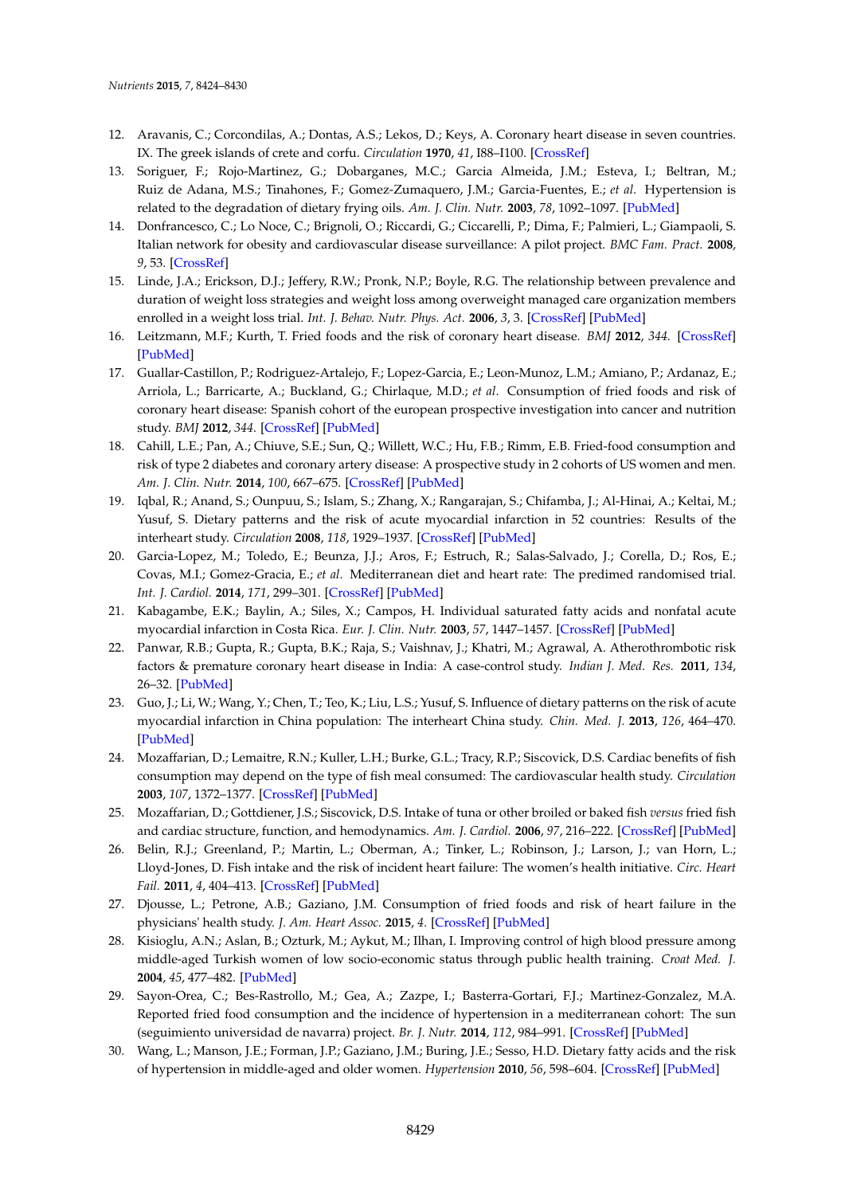12. Aravanis, C.; Corcondilas, A.; Dontas, A.S.; Lekos, D.; Keys, A. Coronary heart disease in seven countries. IX. The greek islands of crete and corfu. *Circulation* **1970**, *41*, I88–I100. [CrossRef]
13. Soriguer, F.; Rojo-Martinez, G.; Dobarganes, M.C.; Garcia Almeida, J.M.; Esteva, I.; Beltran, M.; Ruiz de Adana, M.S.; Tinahones, F.; Gomez-Zumaquero, J.M.; Garcia-Fuentes, E.; *et al.* Hypertension is related to the degradation of dietary frying oils. *Am. J. Clin. Nutr.* **2003**, *78*, 1092–1097. [PubMed]
14. Donfrancesco, C.; Lo Noce, C.; Brignoli, O.; Riccardi, G.; Ciccarelli, P.; Dima, F.; Palmieri, L.; Giampaoli, S. Italian network for obesity and cardiovascular disease surveillance: A pilot project. *BMC Fam. Pract.* **2008**, *9*, 53. [CrossRef]
15. Linde, J.A.; Erickson, D.J.; Jeffery, R.W.; Pronk, N.P.; Boyle, R.G. The relationship between prevalence and duration of weight loss strategies and weight loss among overweight managed care organization members enrolled in a weight loss trial. *Int. J. Behav. Nutr. Phys. Act.* **2006**, *3*, 3. [CrossRef] [PubMed]
16. Leitzmann, M.F.; Kurth, T. Fried foods and the risk of coronary heart disease. *BMJ* **2012**, *344*. [CrossRef] [PubMed]
17. Guallar-Castillon, P.; Rodriguez-Artalejo, F.; Lopez-Garcia, E.; Leon-Munoz, L.M.; Amiano, P.; Ardanaz, E.; Arriola, L.; Barricarte, A.; Buckland, G.; Chirlaque, M.D.; *et al.* Consumption of fried foods and risk of coronary heart disease: Spanish cohort of the european prospective investigation into cancer and nutrition study. *BMJ* **2012**, *344*. [CrossRef] [PubMed]
18. Cahill, L.E.; Pan, A.; Chiuve, S.E.; Sun, Q.; Willett, W.C.; Hu, F.B.; Rimm, E.B. Fried-food consumption and risk of type 2 diabetes and coronary artery disease: A prospective study in 2 cohorts of US women and men. *Am. J. Clin. Nutr.* **2014**, *100*, 667–675. [CrossRef] [PubMed]
19. Iqbal, R.; Anand, S.; Ounpuu, S.; Islam, S.; Zhang, X.; Rangarajan, S.; Chifamba, J.; Al-Hinai, A.; Keltai, M.; Yusuf, S. Dietary patterns and the risk of acute myocardial infarction in 52 countries: Results of the interheart study. *Circulation* **2008**, *118*, 1929–1937. [CrossRef] [PubMed]
20. Garcia-Lopez, M.; Toledo, E.; Beunza, J.J.; Aros, F.; Estruch, R.; Salas-Salvado, J.; Corella, D.; Ros, E.; Covas, M.I.; Gomez-Gracia, E.; *et al.* Mediterranean diet and heart rate: The predimed randomised trial. *Int. J. Cardiol.* **2014**, *171*, 299–301. [CrossRef] [PubMed]
21. Kabagambe, E.K.; Baylin, A.; Siles, X.; Campos, H. Individual saturated fatty acids and nonfatal acute myocardial infarction in Costa Rica. *Eur. J. Clin. Nutr.* **2003**, *57*, 1447–1457. [CrossRef] [PubMed]
22. Panwar, R.B.; Gupta, R.; Gupta, B.K.; Raja, S.; Vaishnav, J.; Khatri, M.; Agrawal, A. Atherothrombotic risk factors & premature coronary heart disease in India: A case-control study. *Indian J. Med. Res.* **2011**, *134*, 26–32. [PubMed]
23. Guo, J.; Li, W.; Wang, Y.; Chen, T.; Teo, K.; Liu, L.S.; Yusuf, S. Influence of dietary patterns on the risk of acute myocardial infarction in China population: The interheart China study. *Chin. Med. J.* **2013**, *126*, 464–470. [PubMed]
24. Mozaffarian, D.; Lemaitre, R.N.; Kuller, L.H.; Burke, G.L.; Tracy, R.P.; Siscovick, D.S. Cardiac benefits of fish consumption may depend on the type of fish meal consumed: The cardiovascular health study. *Circulation* **2003**, *107*, 1372–1377. [CrossRef] [PubMed]
25. Mozaffarian, D.; Gottdiener, J.S.; Siscovick, D.S. Intake of tuna or other broiled or baked fish *versus* fried fish and cardiac structure, function, and hemodynamics. *Am. J. Cardiol.* **2006**, *97*, 216–222. [CrossRef] [PubMed]
26. Belin, R.J.; Greenland, P.; Martin, L.; Oberman, A.; Tinker, L.; Robinson, J.; Larson, J.; van Horn, L.; Lloyd-Jones, D. Fish intake and the risk of incident heart failure: The women's health initiative. *Circ. Heart Fail.* **2011**, *4*, 404–413. [CrossRef] [PubMed]
27. Djousse, L.; Petrone, A.B.; Gaziano, J.M. Consumption of fried foods and risk of heart failure in the physicians' health study. *J. Am. Heart Assoc.* **2015**, *4*. [CrossRef] [PubMed]
28. Kisioglu, A.N.; Aslan, B.; Ozturk, M.; Aykut, M.; Ilhan, I. Improving control of high blood pressure among middle-aged Turkish women of low socio-economic status through public health training. *Croat Med. J.* **2004**, *45*, 477–482. [PubMed]
29. Sayon-Orea, C.; Bes-Rastrollo, M.; Gea, A.; Zazpe, I.; Basterra-Gortari, F.J.; Martinez-Gonzalez, M.A. Reported fried food consumption and the incidence of hypertension in a mediterranean cohort: The sun (seguimiento universidad de navarra) project. *Br. J. Nutr.* **2014**, *112*, 984–991. [CrossRef] [PubMed]
30. Wang, L.; Manson, J.E.; Forman, J.P.; Gaziano, J.M.; Buring, J.E.; Sesso, H.D. Dietary fatty acids and the risk of hypertension in middle-aged and older women. *Hypertension* **2010**, *56*, 598–604. [CrossRef] [PubMed]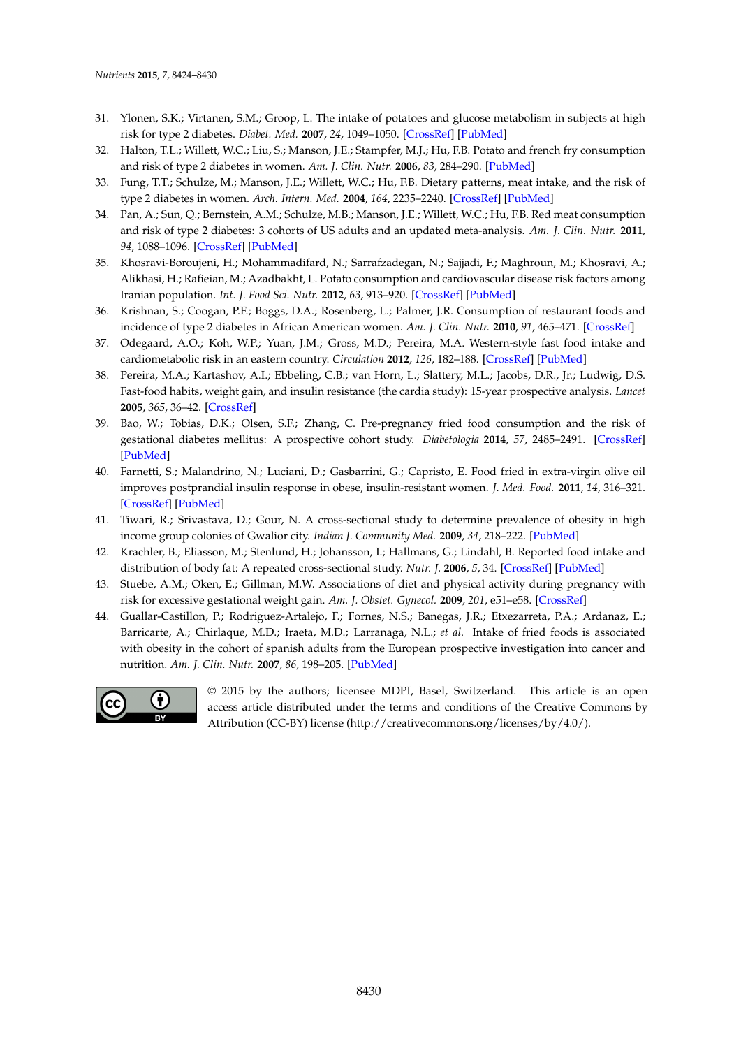31. Ylonen, S.K.; Virtanen, S.M.; Groop, L. The intake of potatoes and glucose metabolism in subjects at high risk for type 2 diabetes. *Diabet. Med.* **2007**, *24*, 1049–1050. [CrossRef] [PubMed]
32. Halton, T.L.; Willett, W.C.; Liu, S.; Manson, J.E.; Stampfer, M.J.; Hu, F.B. Potato and french fry consumption and risk of type 2 diabetes in women. *Am. J. Clin. Nutr.* **2006**, *83*, 284–290. [PubMed]
33. Fung, T.T.; Schulze, M.; Manson, J.E.; Willett, W.C.; Hu, F.B. Dietary patterns, meat intake, and the risk of type 2 diabetes in women. *Arch. Intern. Med.* **2004**, *164*, 2235–2240. [CrossRef] [PubMed]
34. Pan, A.; Sun, Q.; Bernstein, A.M.; Schulze, M.B.; Manson, J.E.; Willett, W.C.; Hu, F.B. Red meat consumption and risk of type 2 diabetes: 3 cohorts of US adults and an updated meta-analysis. *Am. J. Clin. Nutr.* **2011**, *94*, 1088–1096. [CrossRef] [PubMed]
35. Khosravi-Boroujeni, H.; Mohammadifard, N.; Sarrafzadegan, N.; Sajjadi, F.; Maghroun, M.; Khosravi, A.; Alikhasi, H.; Rafieian, M.; Azadbakht, L. Potato consumption and cardiovascular disease risk factors among Iranian population. *Int. J. Food Sci. Nutr.* **2012**, *63*, 913–920. [CrossRef] [PubMed]
36. Krishnan, S.; Coogan, P.F.; Boggs, D.A.; Rosenberg, L.; Palmer, J.R. Consumption of restaurant foods and incidence of type 2 diabetes in African American women. *Am. J. Clin. Nutr.* **2010**, *91*, 465–471. [CrossRef]
37. Odegaard, A.O.; Koh, W.P.; Yuan, J.M.; Gross, M.D.; Pereira, M.A. Western-style fast food intake and cardiometabolic risk in an eastern country. *Circulation* **2012**, *126*, 182–188. [CrossRef] [PubMed]
38. Pereira, M.A.; Kartashov, A.I.; Ebbeling, C.B.; van Horn, L.; Slattery, M.L.; Jacobs, D.R., Jr.; Ludwig, D.S. Fast-food habits, weight gain, and insulin resistance (the cardia study): 15-year prospective analysis. *Lancet* **2005**, *365*, 36–42. [CrossRef]
39. Bao, W.; Tobias, D.K.; Olsen, S.F.; Zhang, C. Pre-pregnancy fried food consumption and the risk of gestational diabetes mellitus: A prospective cohort study. *Diabetologia* **2014**, *57*, 2485–2491. [CrossRef] [PubMed]
40. Farnetti, S.; Malandrino, N.; Luciani, D.; Gasbarrini, G.; Capristo, E. Food fried in extra-virgin olive oil improves postprandial insulin response in obese, insulin-resistant women. *J. Med. Food.* **2011**, *14*, 316–321. [CrossRef] [PubMed]
41. Tiwari, R.; Srivastava, D.; Gour, N. A cross-sectional study to determine prevalence of obesity in high income group colonies of Gwalior city. *Indian J. Community Med.* **2009**, *34*, 218–222. [PubMed]
42. Krachler, B.; Eliasson, M.; Stenlund, H.; Johansson, I.; Hallmans, G.; Lindahl, B. Reported food intake and distribution of body fat: A repeated cross-sectional study. *Nutr. J.* **2006**, *5*, 34. [CrossRef] [PubMed]
43. Stuebe, A.M.; Oken, E.; Gillman, M.W. Associations of diet and physical activity during pregnancy with risk for excessive gestational weight gain. *Am. J. Obstet. Gynecol.* **2009**, *201*, e51–e58. [CrossRef]
44. Guallar-Castillon, P.; Rodriguez-Artalejo, F.; Fornes, N.S.; Banegas, J.R.; Etxezarreta, P.A.; Ardanaz, E.; Barricarte, A.; Chirlaque, M.D.; Iraeta, M.D.; Larranaga, N.L.; *et al.* Intake of fried foods is associated with obesity in the cohort of spanish adults from the European prospective investigation into cancer and nutrition. *Am. J. Clin. Nutr.* **2007**, *86*, 198–205. [PubMed]

© 2015 by the authors; licensee MDPI, Basel, Switzerland. This article is an open access article distributed under the terms and conditions of the Creative Commons by Attribution (CC-BY) license (http://creativecommons.org/licenses/by/4.0/).